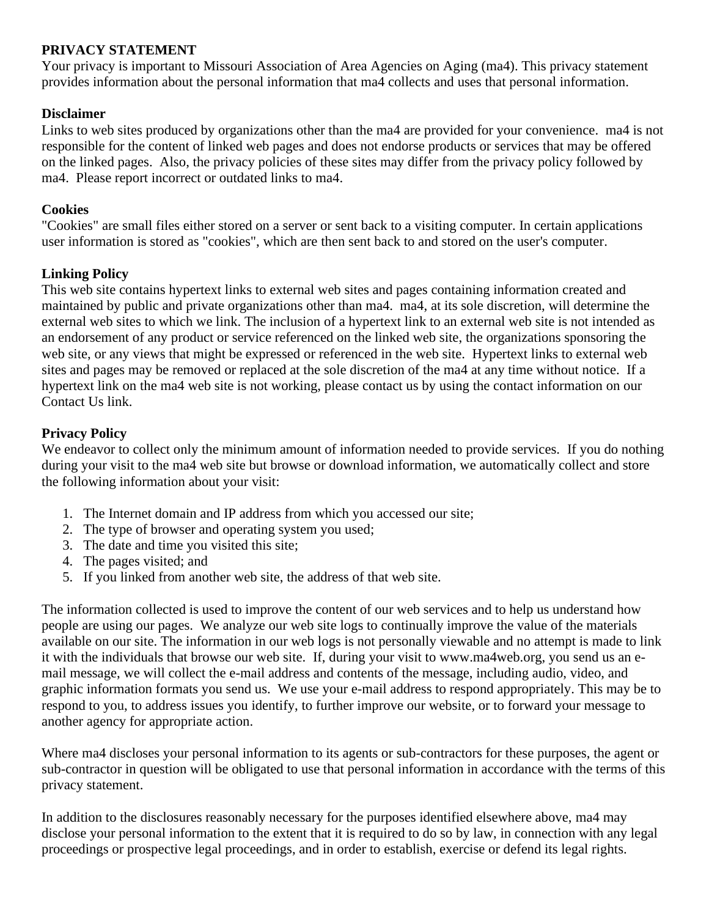**PRIVACY STATEMENT**

Your privacy is important to Missouri Association of Area Agencies on Aging (ma4). This privacy statement provides information about the personal information that ma4 collects and uses that personal information.

**Disclaimer**

Links to web sites produced by organizations other than the ma4 are provided for your convenience. ma4 is not responsible for the content of linked web pages and does not endorse products or services that may be offered on the linked pages. Also, the privacy policies of these sites may differ from the privacy policy followed by ma4. Please report incorrect or outdated links to ma4.

**Cookies**

"Cookies" are small files either stored on a server or sent back to a visiting computer. In certain applications user information is stored as "cookies", which are then sent back to and stored on the user's computer.

**Linking Policy**

This web site contains hypertext links to external web sites and pages containing information created and maintained by public and private organizations other than ma4. ma4, at its sole discretion, will determine the external web sites to which we link. The inclusion of a hypertext link to an external web site is not intended as an endorsement of any product or service referenced on the linked web site, the organizations sponsoring the web site, or any views that might be expressed or referenced in the web site. Hypertext links to external web sites and pages may be removed or replaced at the sole discretion of the ma4 at any time without notice. If a hypertext link on the ma4 web site is not working, please contact us by using the contact information on our Contact Us link.

**Privacy Policy**

We endeavor to collect only the minimum amount of information needed to provide services. If you do nothing during your visit to the ma4 web site but browse or download information, we automatically collect and store the following information about your visit:

1. The Internet domain and IP address from which you accessed our site;
2. The type of browser and operating system you used;
3. The date and time you visited this site;
4. The pages visited; and
5. If you linked from another web site, the address of that web site.

The information collected is used to improve the content of our web services and to help us understand how people are using our pages. We analyze our web site logs to continually improve the value of the materials available on our site. The information in our web logs is not personally viewable and no attempt is made to link it with the individuals that browse our web site. If, during your visit to www.ma4web.org, you send us an e-mail message, we will collect the e-mail address and contents of the message, including audio, video, and graphic information formats you send us. We use your e-mail address to respond appropriately. This may be to respond to you, to address issues you identify, to further improve our website, or to forward your message to another agency for appropriate action.

Where ma4 discloses your personal information to its agents or sub-contractors for these purposes, the agent or sub-contractor in question will be obligated to use that personal information in accordance with the terms of this privacy statement.

In addition to the disclosures reasonably necessary for the purposes identified elsewhere above, ma4 may disclose your personal information to the extent that it is required to do so by law, in connection with any legal proceedings or prospective legal proceedings, and in order to establish, exercise or defend its legal rights.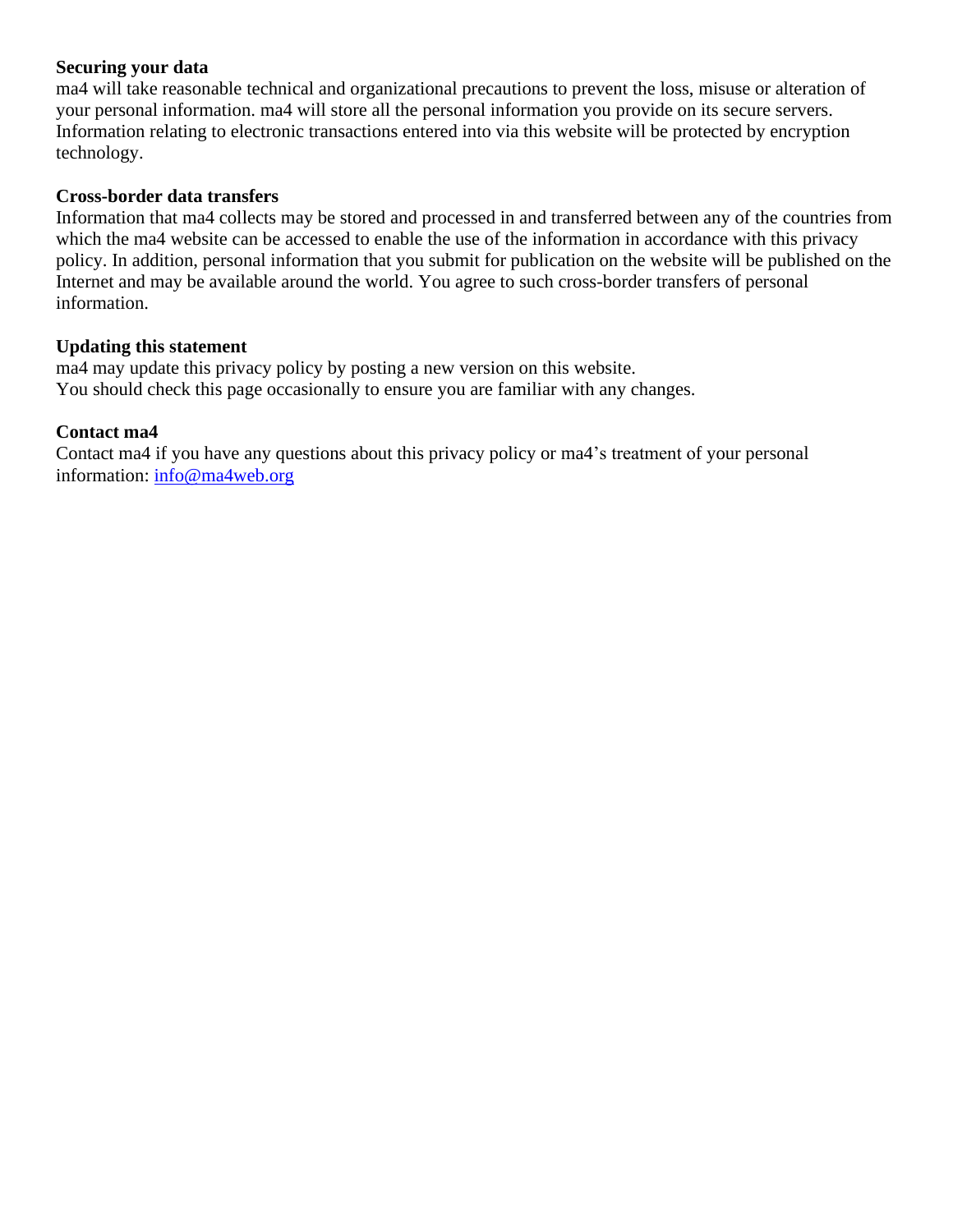**Securing your data**

ma4 will take reasonable technical and organizational precautions to prevent the loss, misuse or alteration of your personal information. ma4 will store all the personal information you provide on its secure servers. Information relating to electronic transactions entered into via this website will be protected by encryption technology.

**Cross-border data transfers**

Information that ma4 collects may be stored and processed in and transferred between any of the countries from which the ma4 website can be accessed to enable the use of the information in accordance with this privacy policy. In addition, personal information that you submit for publication on the website will be published on the Internet and may be available around the world. You agree to such cross-border transfers of personal information.

**Updating this statement**

ma4 may update this privacy policy by posting a new version on this website.
You should check this page occasionally to ensure you are familiar with any changes.

**Contact ma4**

Contact ma4 if you have any questions about this privacy policy or ma4's treatment of your personal information: [info@ma4web.org](mailto:info@ma4web.org)